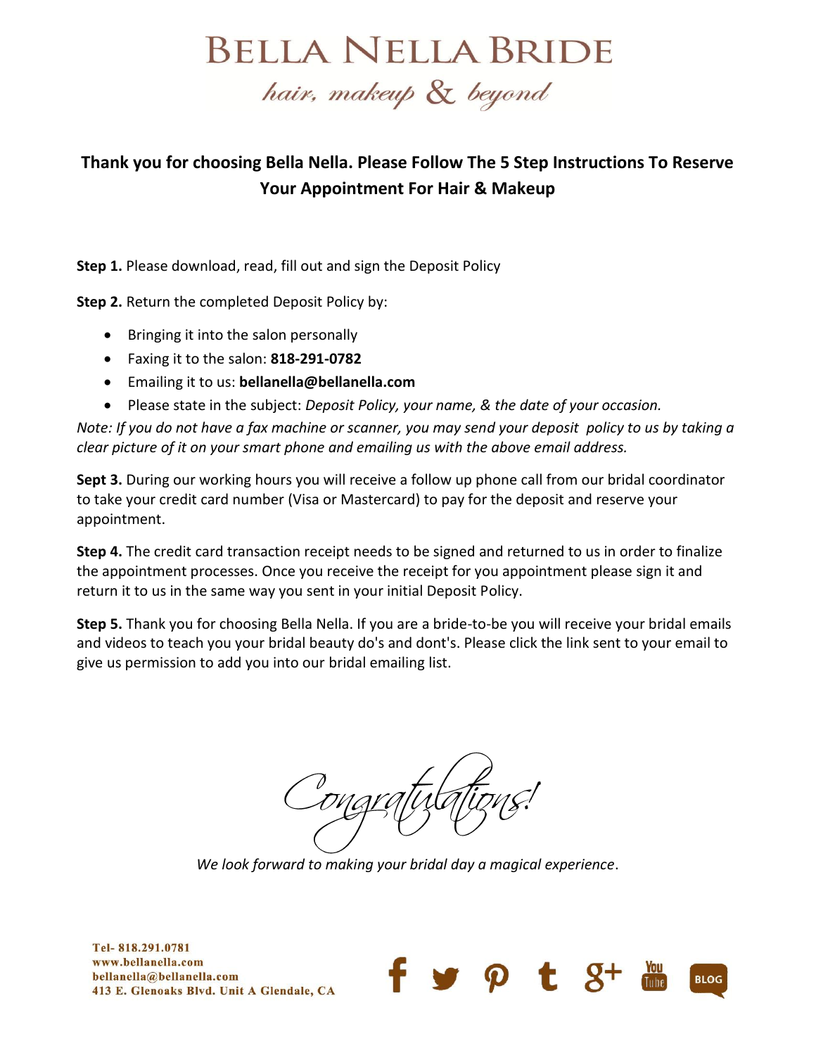# BELLA NELLA BRIDE

*hair, makeup & beyond*

**Thank you for choosing Bella Nella. Please Follow The 5 Step Instructions To Reserve Your Appointment For Hair & Makeup**

**Step 1.** Please download, read, fill out and sign the Deposit Policy

**Step 2.** Return the completed Deposit Policy by:

- Bringing it into the salon personally
- Faxing it to the salon: **818-291-0782**
- Emailing it to us: **bellanella@bellanella.com**
- Please state in the subject: *Deposit Policy, your name, & the date of your occasion.*

*Note: If you do not have a fax machine or scanner, you may send your deposit policy to us by taking a clear picture of it on your smart phone and emailing us with the above email address.*

**Sept 3.** During our working hours you will receive a follow up phone call from our bridal coordinator to take your credit card number (Visa or Mastercard) to pay for the deposit and reserve your appointment.

**Step 4.** The credit card transaction receipt needs to be signed and returned to us in order to finalize the appointment processes. Once you receive the receipt for you appointment please sign it and return it to us in the same way you sent in your initial Deposit Policy.

**Step 5.** Thank you for choosing Bella Nella. If you are a bride-to-be you will receive your bridal emails and videos to teach you your bridal beauty do's and dont's. Please click the link sent to your email to give us permission to add you into our bridal emailing list.

*Congratulations!*

*We look forward to making your bridal day a magical experience.*

Tel- 818.291.0781
www.bellanella.com
bellanella@bellanella.com
413 E. Glenoaks Blvd. Unit A Glendale, CA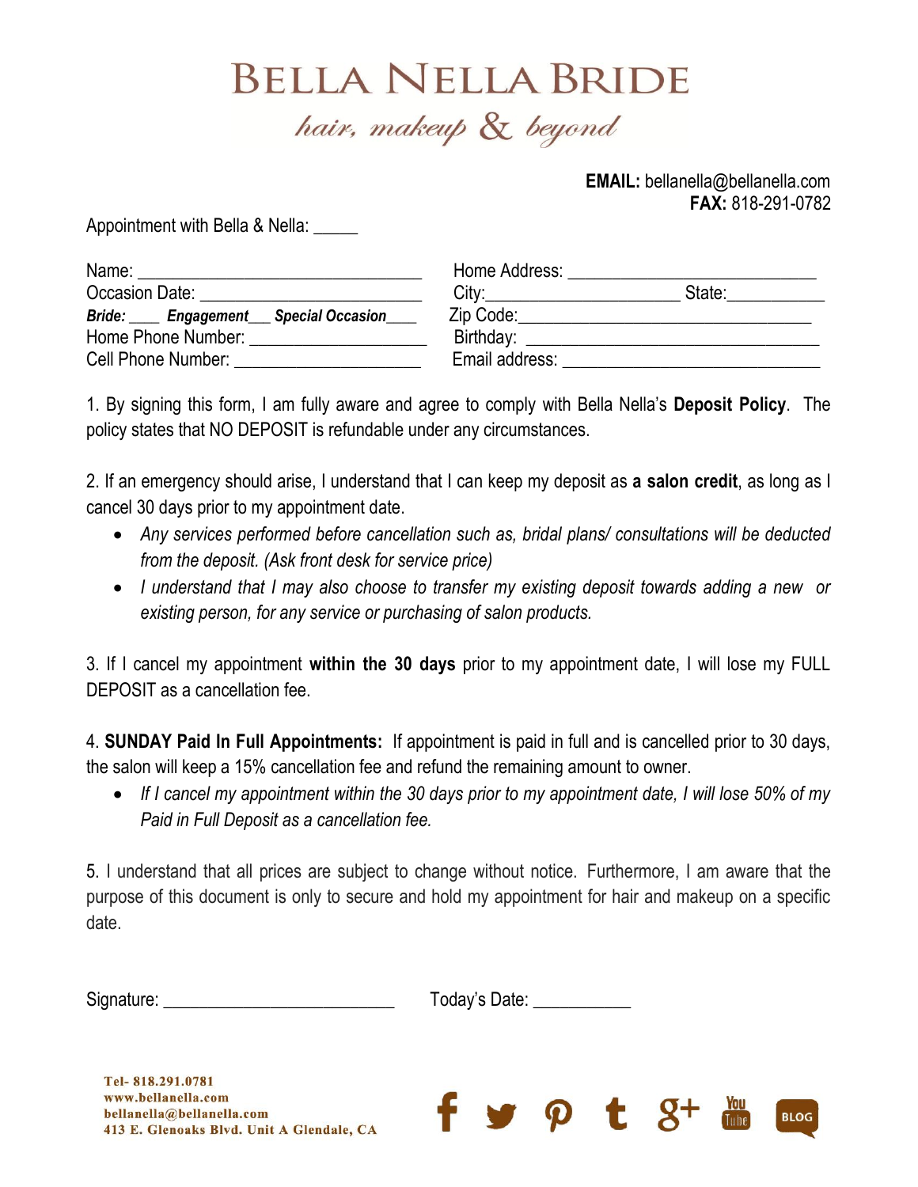# BELLA NELLA BRIDE

*hair, makeup & beyond*

**EMAIL:** bellanella@bellanella.com
**FAX:** 818-291-0782

Appointment with Bella & Nella: _____

Name: _______________________________

Occasion Date: ________________________

***Bride:*** ____ ***Engagement*** ___ ***Special Occasion*** ____

Home Phone Number: ___________________

Cell Phone Number: ____________________

Home Address: ___________________________

City:_____________________ State:___________

Zip Code:_________________________________

Birthday: ________________________________

Email address: ____________________________

1. By signing this form, I am fully aware and agree to comply with Bella Nella's **Deposit Policy**. The policy states that NO DEPOSIT is refundable under any circumstances.

2. If an emergency should arise, I understand that I can keep my deposit as **a salon credit**, as long as I cancel 30 days prior to my appointment date.
   - *Any services performed before cancellation such as, bridal plans/ consultations will be deducted from the deposit. (Ask front desk for service price)*
   - *I understand that I may also choose to transfer my existing deposit towards adding a new or existing person, for any service or purchasing of salon products.*

3. If I cancel my appointment **within the 30 days** prior to my appointment date, I will lose my FULL DEPOSIT as a cancellation fee.

4. **SUNDAY Paid In Full Appointments:** If appointment is paid in full and is cancelled prior to 30 days, the salon will keep a 15% cancellation fee and refund the remaining amount to owner.
   - *If I cancel my appointment within the 30 days prior to my appointment date, I will lose 50% of my Paid in Full Deposit as a cancellation fee.*

5. I understand that all prices are subject to change without notice. Furthermore, I am aware that the purpose of this document is only to secure and hold my appointment for hair and makeup on a specific date.

Signature: _________________________ Today's Date: ___________

**Tel- 818.291.0781**
**www.bellanella.com**
**bellanella@bellanella.com**
**413 E. Glenoaks Blvd. Unit A Glendale, CA**